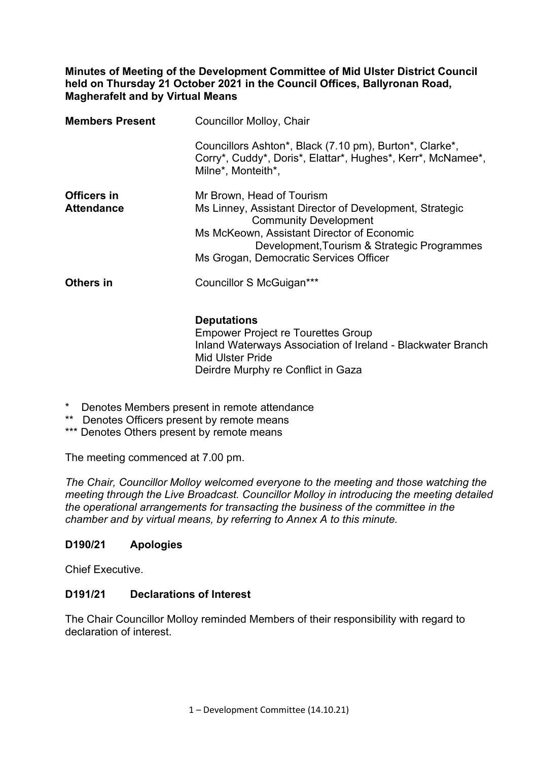**Minutes of Meeting of the Development Committee of Mid Ulster District Council held on Thursday 21 October 2021 in the Council Offices, Ballyronan Road, Magherafelt and by Virtual Means**

| | |
|---|---|
| **Members Present** | Councillor Molloy, Chair |
| | Councillors Ashton*, Black (7.10 pm), Burton*, Clarke*, Corry*, Cuddy*, Doris*, Elattar*, Hughes*, Kerr*, McNamee*, Milne*, Monteith*, |
| **Officers in Attendance** | Mr Brown, Head of Tourism<br>Ms Linney, Assistant Director of Development, Strategic Community Development<br>Ms McKeown, Assistant Director of Economic Development,Tourism & Strategic Programmes<br>Ms Grogan, Democratic Services Officer |
| **Others in** | Councillor S McGuigan*** |
| | **Deputations**<br>Empower Project re Tourettes Group<br>Inland Waterways Association of Ireland - Blackwater Branch<br>Mid Ulster Pride<br>Deirdre Murphy re Conflict in Gaza |

\* Denotes Members present in remote attendance
** Denotes Officers present by remote means
*** Denotes Others present by remote means

The meeting commenced at 7.00 pm.

*The Chair, Councillor Molloy welcomed everyone to the meeting and those watching the meeting through the Live Broadcast. Councillor Molloy in introducing the meeting detailed the operational arrangements for transacting the business of the committee in the chamber and by virtual means, by referring to Annex A to this minute.*

### D190/21 Apologies

Chief Executive.

### D191/21 Declarations of Interest

The Chair Councillor Molloy reminded Members of their responsibility with regard to declaration of interest.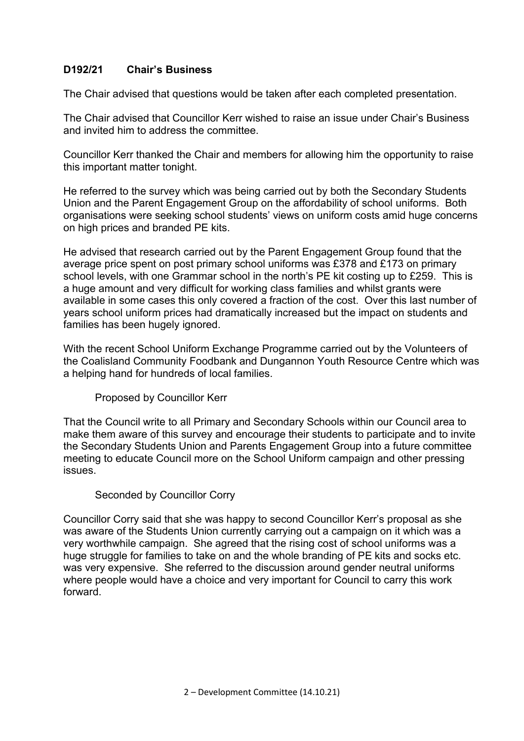**D192/21 Chair's Business**

The Chair advised that questions would be taken after each completed presentation.

The Chair advised that Councillor Kerr wished to raise an issue under Chair's Business and invited him to address the committee.

Councillor Kerr thanked the Chair and members for allowing him the opportunity to raise this important matter tonight.

He referred to the survey which was being carried out by both the Secondary Students Union and the Parent Engagement Group on the affordability of school uniforms. Both organisations were seeking school students' views on uniform costs amid huge concerns on high prices and branded PE kits.

He advised that research carried out by the Parent Engagement Group found that the average price spent on post primary school uniforms was £378 and £173 on primary school levels, with one Grammar school in the north's PE kit costing up to £259. This is a huge amount and very difficult for working class families and whilst grants were available in some cases this only covered a fraction of the cost. Over this last number of years school uniform prices had dramatically increased but the impact on students and families has been hugely ignored.

With the recent School Uniform Exchange Programme carried out by the Volunteers of the Coalisland Community Foodbank and Dungannon Youth Resource Centre which was a helping hand for hundreds of local families.

Proposed by Councillor Kerr

That the Council write to all Primary and Secondary Schools within our Council area to make them aware of this survey and encourage their students to participate and to invite the Secondary Students Union and Parents Engagement Group into a future committee meeting to educate Council more on the School Uniform campaign and other pressing issues.

Seconded by Councillor Corry

Councillor Corry said that she was happy to second Councillor Kerr's proposal as she was aware of the Students Union currently carrying out a campaign on it which was a very worthwhile campaign. She agreed that the rising cost of school uniforms was a huge struggle for families to take on and the whole branding of PE kits and socks etc. was very expensive. She referred to the discussion around gender neutral uniforms where people would have a choice and very important for Council to carry this work forward.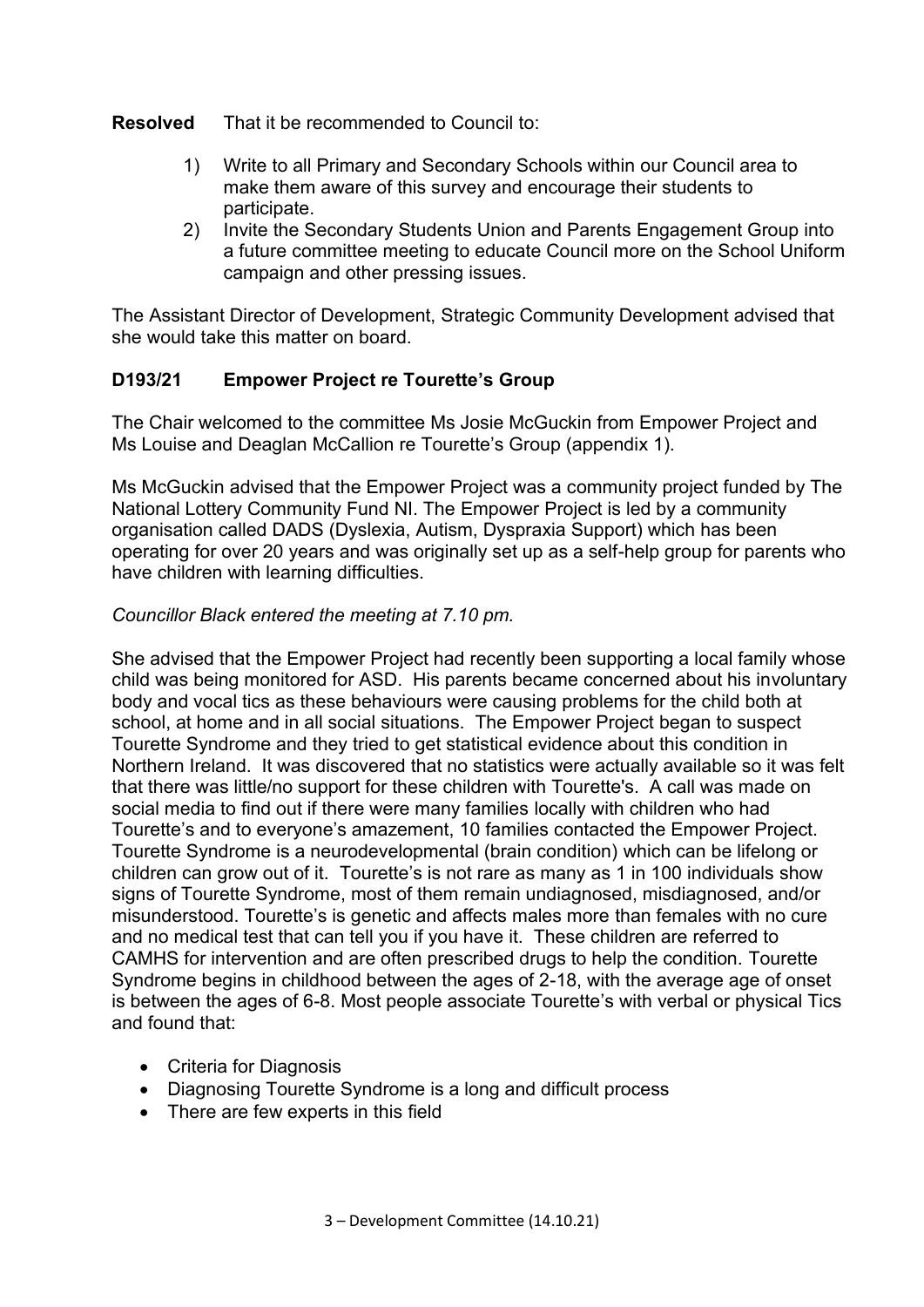**Resolved** That it be recommended to Council to:

1) Write to all Primary and Secondary Schools within our Council area to make them aware of this survey and encourage their students to participate.
2) Invite the Secondary Students Union and Parents Engagement Group into a future committee meeting to educate Council more on the School Uniform campaign and other pressing issues.

The Assistant Director of Development, Strategic Community Development advised that she would take this matter on board.

### D193/21 Empower Project re Tourette's Group

The Chair welcomed to the committee Ms Josie McGuckin from Empower Project and Ms Louise and Deaglan McCallion re Tourette's Group (appendix 1).

Ms McGuckin advised that the Empower Project was a community project funded by The National Lottery Community Fund NI. The Empower Project is led by a community organisation called DADS (Dyslexia, Autism, Dyspraxia Support) which has been operating for over 20 years and was originally set up as a self-help group for parents who have children with learning difficulties.

*Councillor Black entered the meeting at 7.10 pm.*

She advised that the Empower Project had recently been supporting a local family whose child was being monitored for ASD. His parents became concerned about his involuntary body and vocal tics as these behaviours were causing problems for the child both at school, at home and in all social situations. The Empower Project began to suspect Tourette Syndrome and they tried to get statistical evidence about this condition in Northern Ireland. It was discovered that no statistics were actually available so it was felt that there was little/no support for these children with Tourette's. A call was made on social media to find out if there were many families locally with children who had Tourette's and to everyone's amazement, 10 families contacted the Empower Project. Tourette Syndrome is a neurodevelopmental (brain condition) which can be lifelong or children can grow out of it. Tourette's is not rare as many as 1 in 100 individuals show signs of Tourette Syndrome, most of them remain undiagnosed, misdiagnosed, and/or misunderstood. Tourette's is genetic and affects males more than females with no cure and no medical test that can tell you if you have it. These children are referred to CAMHS for intervention and are often prescribed drugs to help the condition. Tourette Syndrome begins in childhood between the ages of 2-18, with the average age of onset is between the ages of 6-8. Most people associate Tourette's with verbal or physical Tics and found that:

- Criteria for Diagnosis
- Diagnosing Tourette Syndrome is a long and difficult process
- There are few experts in this field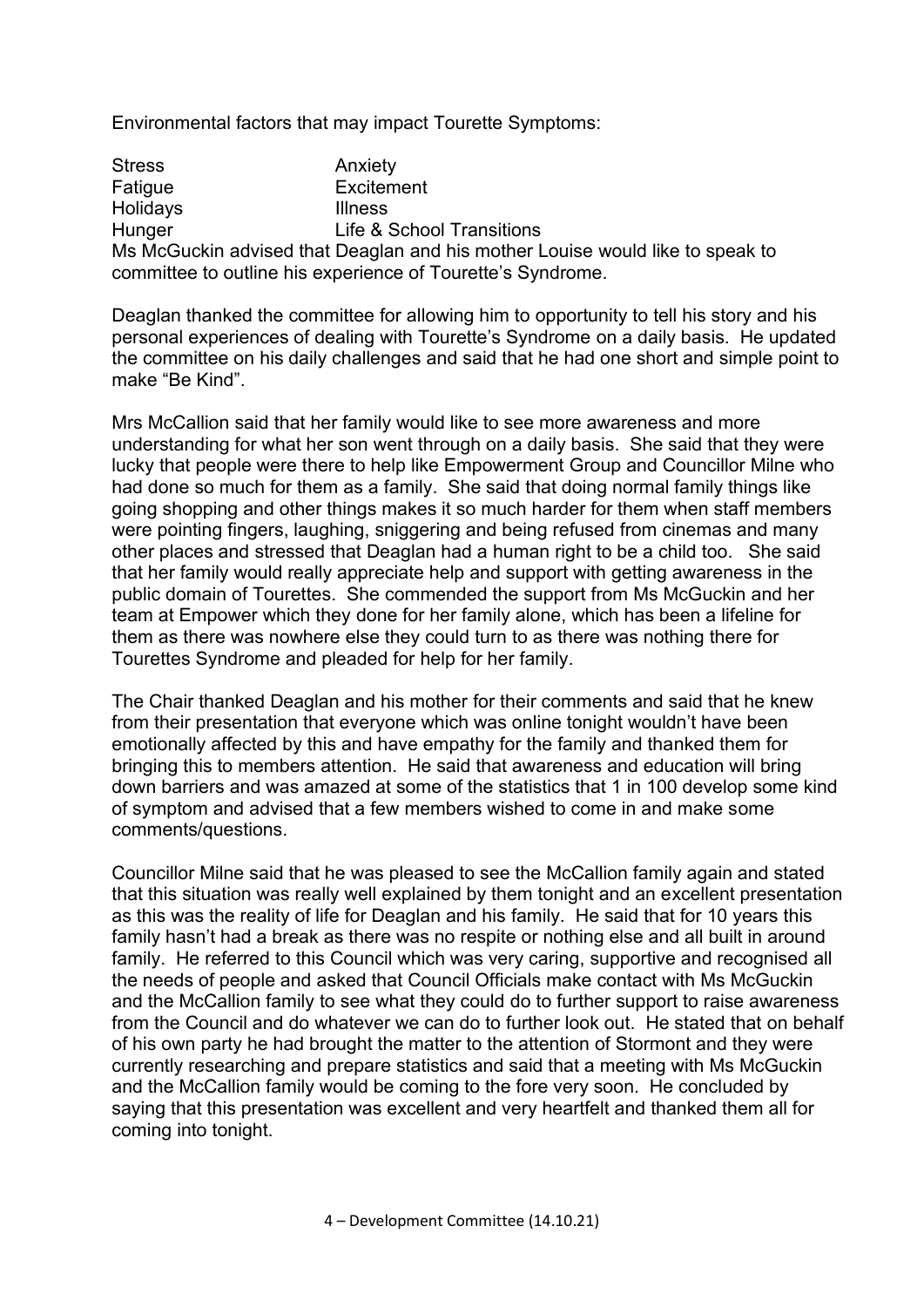Environmental factors that may impact Tourette Symptoms:

| | |
|---|---|
| Stress | Anxiety |
| Fatigue | Excitement |
| Holidays | Illness |
| Hunger | Life & School Transitions |

Ms McGuckin advised that Deaglan and his mother Louise would like to speak to committee to outline his experience of Tourette's Syndrome.

Deaglan thanked the committee for allowing him to opportunity to tell his story and his personal experiences of dealing with Tourette's Syndrome on a daily basis. He updated the committee on his daily challenges and said that he had one short and simple point to make "Be Kind".

Mrs McCallion said that her family would like to see more awareness and more understanding for what her son went through on a daily basis. She said that they were lucky that people were there to help like Empowerment Group and Councillor Milne who had done so much for them as a family. She said that doing normal family things like going shopping and other things makes it so much harder for them when staff members were pointing fingers, laughing, sniggering and being refused from cinemas and many other places and stressed that Deaglan had a human right to be a child too. She said that her family would really appreciate help and support with getting awareness in the public domain of Tourettes. She commended the support from Ms McGuckin and her team at Empower which they done for her family alone, which has been a lifeline for them as there was nowhere else they could turn to as there was nothing there for Tourettes Syndrome and pleaded for help for her family.

The Chair thanked Deaglan and his mother for their comments and said that he knew from their presentation that everyone which was online tonight wouldn't have been emotionally affected by this and have empathy for the family and thanked them for bringing this to members attention. He said that awareness and education will bring down barriers and was amazed at some of the statistics that 1 in 100 develop some kind of symptom and advised that a few members wished to come in and make some comments/questions.

Councillor Milne said that he was pleased to see the McCallion family again and stated that this situation was really well explained by them tonight and an excellent presentation as this was the reality of life for Deaglan and his family. He said that for 10 years this family hasn't had a break as there was no respite or nothing else and all built in around family. He referred to this Council which was very caring, supportive and recognised all the needs of people and asked that Council Officials make contact with Ms McGuckin and the McCallion family to see what they could do to further support to raise awareness from the Council and do whatever we can do to further look out. He stated that on behalf of his own party he had brought the matter to the attention of Stormont and they were currently researching and prepare statistics and said that a meeting with Ms McGuckin and the McCallion family would be coming to the fore very soon. He concluded by saying that this presentation was excellent and very heartfelt and thanked them all for coming into tonight.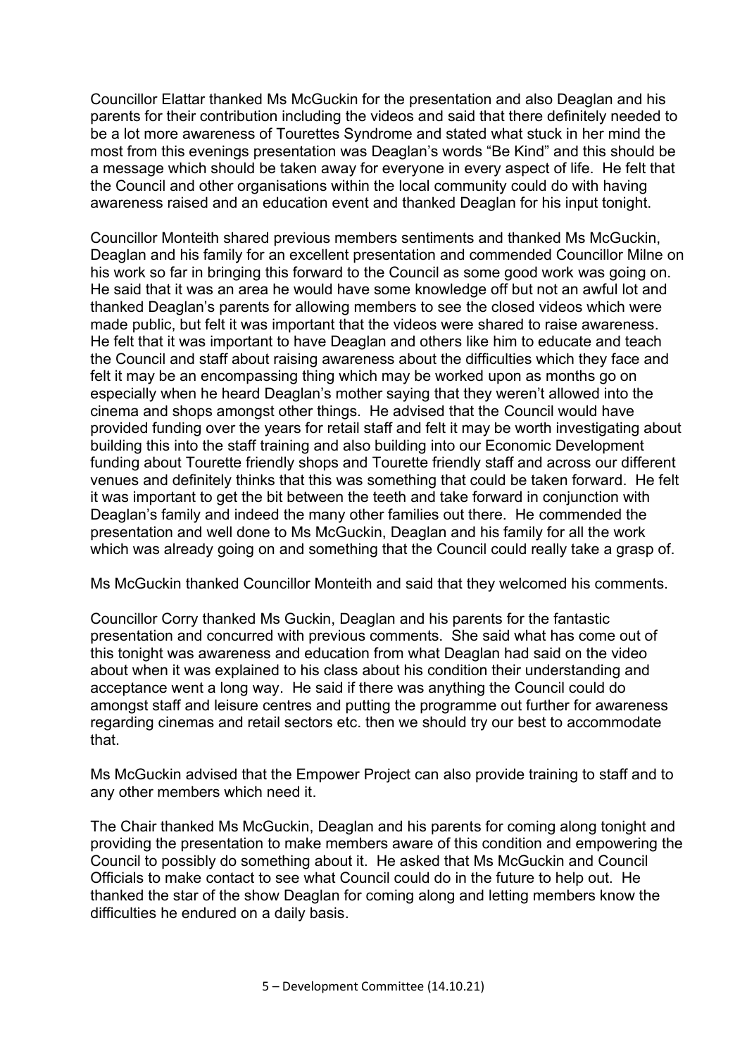Councillor Elattar thanked Ms McGuckin for the presentation and also Deaglan and his parents for their contribution including the videos and said that there definitely needed to be a lot more awareness of Tourettes Syndrome and stated what stuck in her mind the most from this evenings presentation was Deaglan's words "Be Kind" and this should be a message which should be taken away for everyone in every aspect of life. He felt that the Council and other organisations within the local community could do with having awareness raised and an education event and thanked Deaglan for his input tonight.

Councillor Monteith shared previous members sentiments and thanked Ms McGuckin, Deaglan and his family for an excellent presentation and commended Councillor Milne on his work so far in bringing this forward to the Council as some good work was going on. He said that it was an area he would have some knowledge off but not an awful lot and thanked Deaglan's parents for allowing members to see the closed videos which were made public, but felt it was important that the videos were shared to raise awareness. He felt that it was important to have Deaglan and others like him to educate and teach the Council and staff about raising awareness about the difficulties which they face and felt it may be an encompassing thing which may be worked upon as months go on especially when he heard Deaglan's mother saying that they weren't allowed into the cinema and shops amongst other things. He advised that the Council would have provided funding over the years for retail staff and felt it may be worth investigating about building this into the staff training and also building into our Economic Development funding about Tourette friendly shops and Tourette friendly staff and across our different venues and definitely thinks that this was something that could be taken forward. He felt it was important to get the bit between the teeth and take forward in conjunction with Deaglan's family and indeed the many other families out there. He commended the presentation and well done to Ms McGuckin, Deaglan and his family for all the work which was already going on and something that the Council could really take a grasp of.

Ms McGuckin thanked Councillor Monteith and said that they welcomed his comments.

Councillor Corry thanked Ms Guckin, Deaglan and his parents for the fantastic presentation and concurred with previous comments. She said what has come out of this tonight was awareness and education from what Deaglan had said on the video about when it was explained to his class about his condition their understanding and acceptance went a long way. He said if there was anything the Council could do amongst staff and leisure centres and putting the programme out further for awareness regarding cinemas and retail sectors etc. then we should try our best to accommodate that.

Ms McGuckin advised that the Empower Project can also provide training to staff and to any other members which need it.

The Chair thanked Ms McGuckin, Deaglan and his parents for coming along tonight and providing the presentation to make members aware of this condition and empowering the Council to possibly do something about it. He asked that Ms McGuckin and Council Officials to make contact to see what Council could do in the future to help out. He thanked the star of the show Deaglan for coming along and letting members know the difficulties he endured on a daily basis.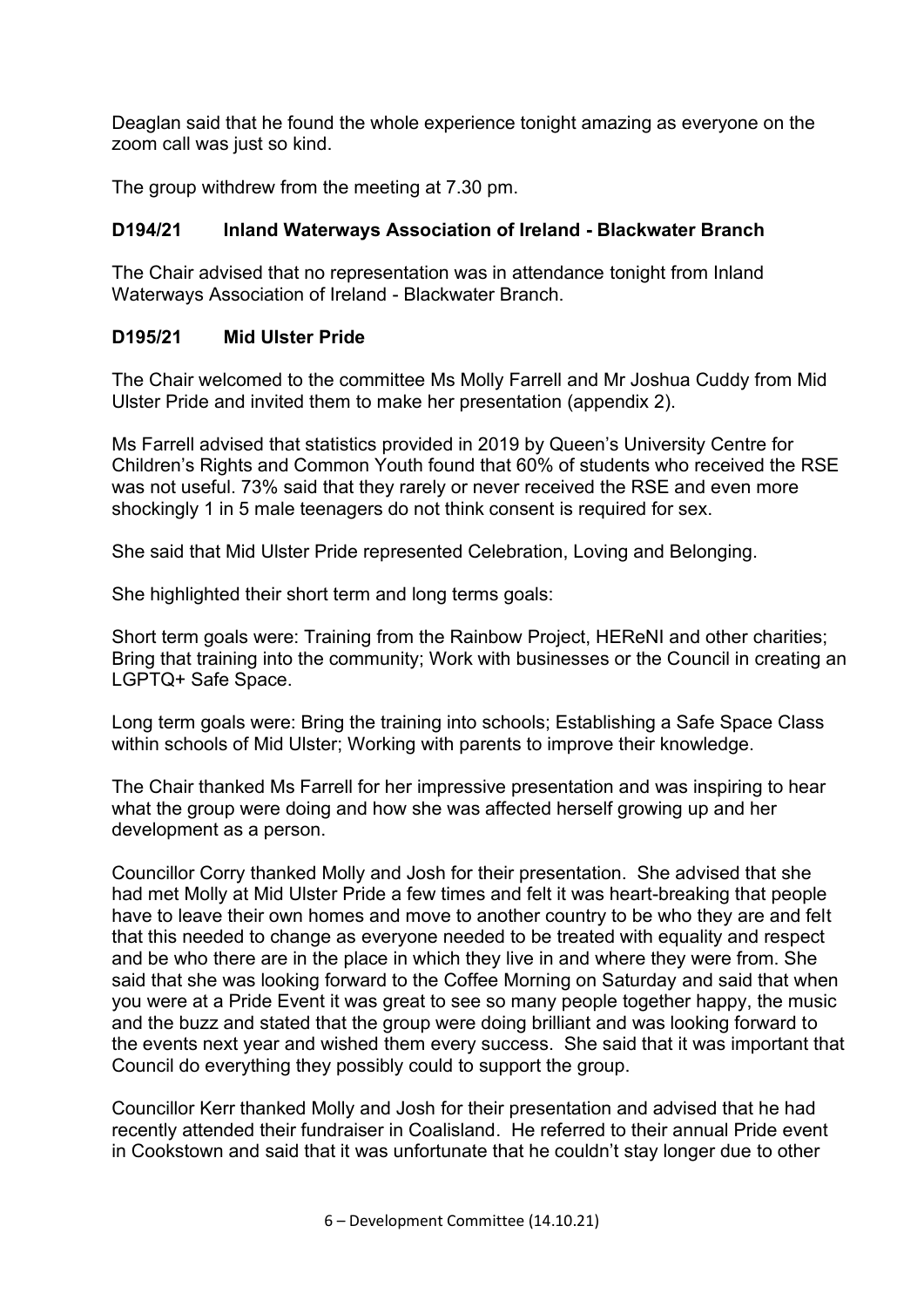Deaglan said that he found the whole experience tonight amazing as everyone on the zoom call was just so kind.

The group withdrew from the meeting at 7.30 pm.

**D194/21 Inland Waterways Association of Ireland - Blackwater Branch**

The Chair advised that no representation was in attendance tonight from Inland Waterways Association of Ireland - Blackwater Branch.

**D195/21 Mid Ulster Pride**

The Chair welcomed to the committee Ms Molly Farrell and Mr Joshua Cuddy from Mid Ulster Pride and invited them to make her presentation (appendix 2).

Ms Farrell advised that statistics provided in 2019 by Queen's University Centre for Children's Rights and Common Youth found that 60% of students who received the RSE was not useful. 73% said that they rarely or never received the RSE and even more shockingly 1 in 5 male teenagers do not think consent is required for sex.

She said that Mid Ulster Pride represented Celebration, Loving and Belonging.

She highlighted their short term and long terms goals:

Short term goals were: Training from the Rainbow Project, HEReNI and other charities; Bring that training into the community; Work with businesses or the Council in creating an LGPTQ+ Safe Space.

Long term goals were: Bring the training into schools; Establishing a Safe Space Class within schools of Mid Ulster; Working with parents to improve their knowledge.

The Chair thanked Ms Farrell for her impressive presentation and was inspiring to hear what the group were doing and how she was affected herself growing up and her development as a person.

Councillor Corry thanked Molly and Josh for their presentation. She advised that she had met Molly at Mid Ulster Pride a few times and felt it was heart-breaking that people have to leave their own homes and move to another country to be who they are and felt that this needed to change as everyone needed to be treated with equality and respect and be who there are in the place in which they live in and where they were from. She said that she was looking forward to the Coffee Morning on Saturday and said that when you were at a Pride Event it was great to see so many people together happy, the music and the buzz and stated that the group were doing brilliant and was looking forward to the events next year and wished them every success. She said that it was important that Council do everything they possibly could to support the group.

Councillor Kerr thanked Molly and Josh for their presentation and advised that he had recently attended their fundraiser in Coalisland. He referred to their annual Pride event in Cookstown and said that it was unfortunate that he couldn't stay longer due to other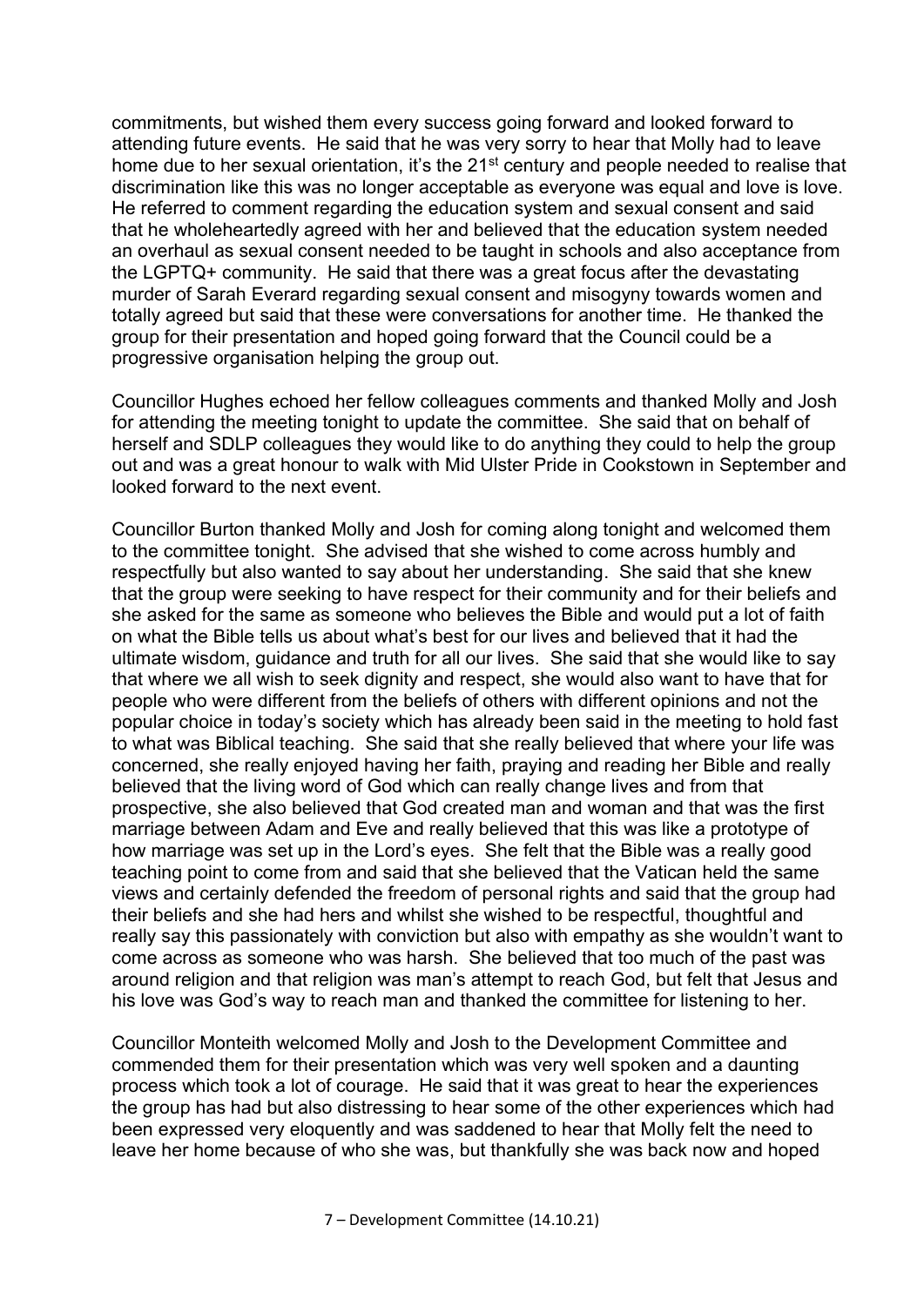commitments, but wished them every success going forward and looked forward to attending future events. He said that he was very sorry to hear that Molly had to leave home due to her sexual orientation, it's the 21st century and people needed to realise that discrimination like this was no longer acceptable as everyone was equal and love is love. He referred to comment regarding the education system and sexual consent and said that he wholeheartedly agreed with her and believed that the education system needed an overhaul as sexual consent needed to be taught in schools and also acceptance from the LGPTQ+ community. He said that there was a great focus after the devastating murder of Sarah Everard regarding sexual consent and misogyny towards women and totally agreed but said that these were conversations for another time. He thanked the group for their presentation and hoped going forward that the Council could be a progressive organisation helping the group out.

Councillor Hughes echoed her fellow colleagues comments and thanked Molly and Josh for attending the meeting tonight to update the committee. She said that on behalf of herself and SDLP colleagues they would like to do anything they could to help the group out and was a great honour to walk with Mid Ulster Pride in Cookstown in September and looked forward to the next event.

Councillor Burton thanked Molly and Josh for coming along tonight and welcomed them to the committee tonight. She advised that she wished to come across humbly and respectfully but also wanted to say about her understanding. She said that she knew that the group were seeking to have respect for their community and for their beliefs and she asked for the same as someone who believes the Bible and would put a lot of faith on what the Bible tells us about what's best for our lives and believed that it had the ultimate wisdom, guidance and truth for all our lives. She said that she would like to say that where we all wish to seek dignity and respect, she would also want to have that for people who were different from the beliefs of others with different opinions and not the popular choice in today's society which has already been said in the meeting to hold fast to what was Biblical teaching. She said that she really believed that where your life was concerned, she really enjoyed having her faith, praying and reading her Bible and really believed that the living word of God which can really change lives and from that prospective, she also believed that God created man and woman and that was the first marriage between Adam and Eve and really believed that this was like a prototype of how marriage was set up in the Lord's eyes. She felt that the Bible was a really good teaching point to come from and said that she believed that the Vatican held the same views and certainly defended the freedom of personal rights and said that the group had their beliefs and she had hers and whilst she wished to be respectful, thoughtful and really say this passionately with conviction but also with empathy as she wouldn't want to come across as someone who was harsh. She believed that too much of the past was around religion and that religion was man's attempt to reach God, but felt that Jesus and his love was God's way to reach man and thanked the committee for listening to her.

Councillor Monteith welcomed Molly and Josh to the Development Committee and commended them for their presentation which was very well spoken and a daunting process which took a lot of courage. He said that it was great to hear the experiences the group has had but also distressing to hear some of the other experiences which had been expressed very eloquently and was saddened to hear that Molly felt the need to leave her home because of who she was, but thankfully she was back now and hoped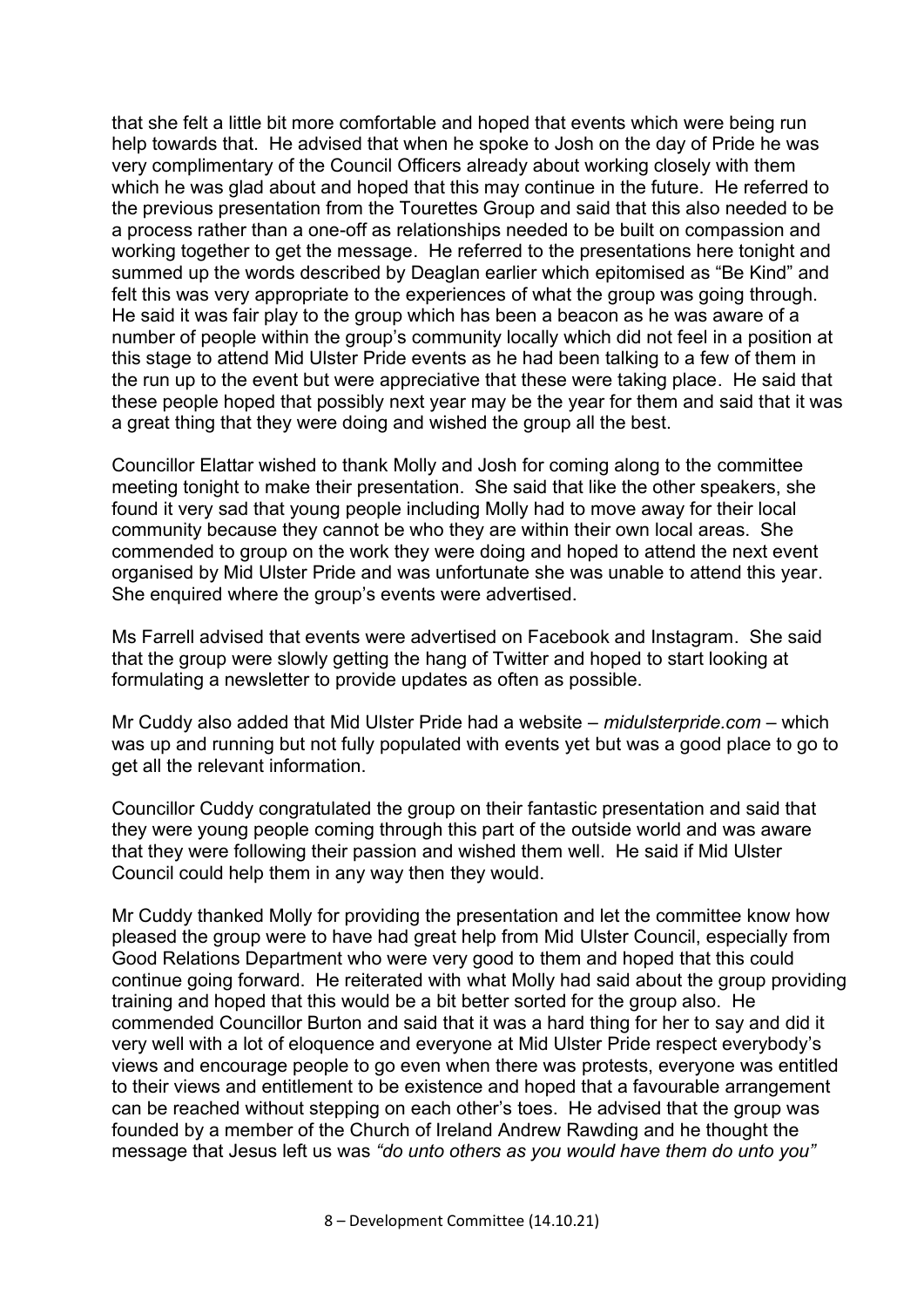that she felt a little bit more comfortable and hoped that events which were being run help towards that. He advised that when he spoke to Josh on the day of Pride he was very complimentary of the Council Officers already about working closely with them which he was glad about and hoped that this may continue in the future. He referred to the previous presentation from the Tourettes Group and said that this also needed to be a process rather than a one-off as relationships needed to be built on compassion and working together to get the message. He referred to the presentations here tonight and summed up the words described by Deaglan earlier which epitomised as "Be Kind" and felt this was very appropriate to the experiences of what the group was going through. He said it was fair play to the group which has been a beacon as he was aware of a number of people within the group's community locally which did not feel in a position at this stage to attend Mid Ulster Pride events as he had been talking to a few of them in the run up to the event but were appreciative that these were taking place. He said that these people hoped that possibly next year may be the year for them and said that it was a great thing that they were doing and wished the group all the best.

Councillor Elattar wished to thank Molly and Josh for coming along to the committee meeting tonight to make their presentation. She said that like the other speakers, she found it very sad that young people including Molly had to move away for their local community because they cannot be who they are within their own local areas. She commended to group on the work they were doing and hoped to attend the next event organised by Mid Ulster Pride and was unfortunate she was unable to attend this year. She enquired where the group's events were advertised.

Ms Farrell advised that events were advertised on Facebook and Instagram. She said that the group were slowly getting the hang of Twitter and hoped to start looking at formulating a newsletter to provide updates as often as possible.

Mr Cuddy also added that Mid Ulster Pride had a website – *midulsterpride.com* – which was up and running but not fully populated with events yet but was a good place to go to get all the relevant information.

Councillor Cuddy congratulated the group on their fantastic presentation and said that they were young people coming through this part of the outside world and was aware that they were following their passion and wished them well. He said if Mid Ulster Council could help them in any way then they would.

Mr Cuddy thanked Molly for providing the presentation and let the committee know how pleased the group were to have had great help from Mid Ulster Council, especially from Good Relations Department who were very good to them and hoped that this could continue going forward. He reiterated with what Molly had said about the group providing training and hoped that this would be a bit better sorted for the group also. He commended Councillor Burton and said that it was a hard thing for her to say and did it very well with a lot of eloquence and everyone at Mid Ulster Pride respect everybody's views and encourage people to go even when there was protests, everyone was entitled to their views and entitlement to be existence and hoped that a favourable arrangement can be reached without stepping on each other's toes. He advised that the group was founded by a member of the Church of Ireland Andrew Rawding and he thought the message that Jesus left us was *"do unto others as you would have them do unto you"*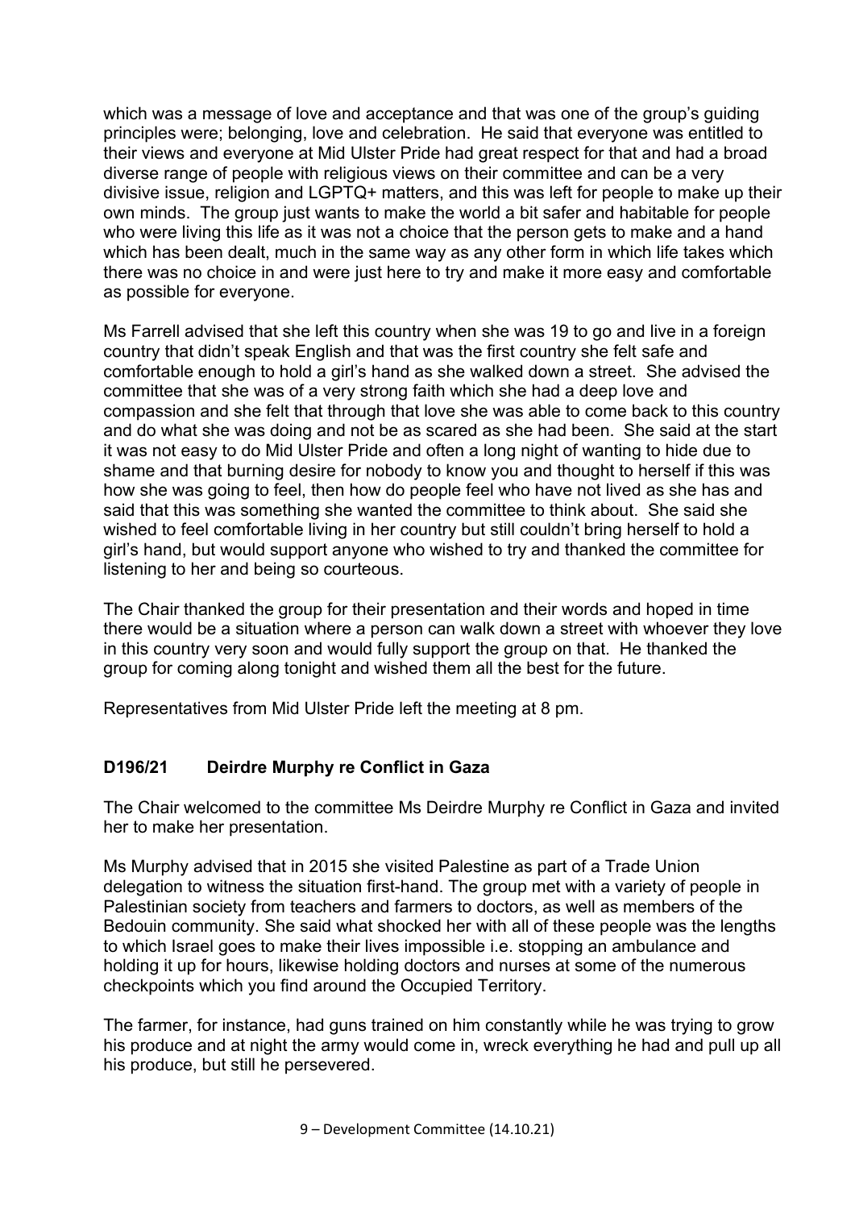which was a message of love and acceptance and that was one of the group's guiding principles were; belonging, love and celebration. He said that everyone was entitled to their views and everyone at Mid Ulster Pride had great respect for that and had a broad diverse range of people with religious views on their committee and can be a very divisive issue, religion and LGPTQ+ matters, and this was left for people to make up their own minds. The group just wants to make the world a bit safer and habitable for people who were living this life as it was not a choice that the person gets to make and a hand which has been dealt, much in the same way as any other form in which life takes which there was no choice in and were just here to try and make it more easy and comfortable as possible for everyone.

Ms Farrell advised that she left this country when she was 19 to go and live in a foreign country that didn't speak English and that was the first country she felt safe and comfortable enough to hold a girl's hand as she walked down a street. She advised the committee that she was of a very strong faith which she had a deep love and compassion and she felt that through that love she was able to come back to this country and do what she was doing and not be as scared as she had been. She said at the start it was not easy to do Mid Ulster Pride and often a long night of wanting to hide due to shame and that burning desire for nobody to know you and thought to herself if this was how she was going to feel, then how do people feel who have not lived as she has and said that this was something she wanted the committee to think about. She said she wished to feel comfortable living in her country but still couldn't bring herself to hold a girl's hand, but would support anyone who wished to try and thanked the committee for listening to her and being so courteous.

The Chair thanked the group for their presentation and their words and hoped in time there would be a situation where a person can walk down a street with whoever they love in this country very soon and would fully support the group on that. He thanked the group for coming along tonight and wished them all the best for the future.

Representatives from Mid Ulster Pride left the meeting at 8 pm.

**D196/21 Deirdre Murphy re Conflict in Gaza**

The Chair welcomed to the committee Ms Deirdre Murphy re Conflict in Gaza and invited her to make her presentation.

Ms Murphy advised that in 2015 she visited Palestine as part of a Trade Union delegation to witness the situation first-hand. The group met with a variety of people in Palestinian society from teachers and farmers to doctors, as well as members of the Bedouin community. She said what shocked her with all of these people was the lengths to which Israel goes to make their lives impossible i.e. stopping an ambulance and holding it up for hours, likewise holding doctors and nurses at some of the numerous checkpoints which you find around the Occupied Territory.

The farmer, for instance, had guns trained on him constantly while he was trying to grow his produce and at night the army would come in, wreck everything he had and pull up all his produce, but still he persevered.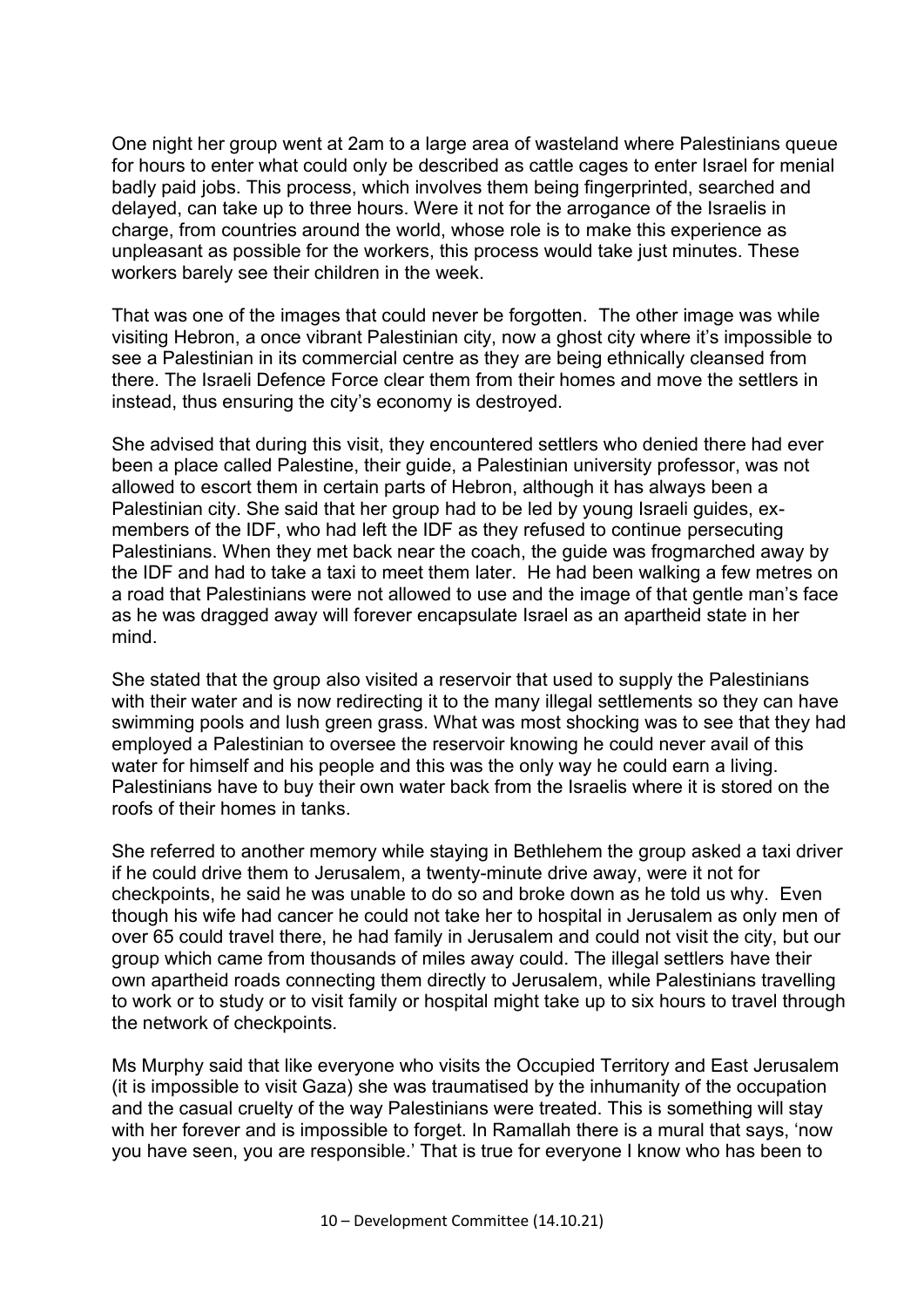One night her group went at 2am to a large area of wasteland where Palestinians queue for hours to enter what could only be described as cattle cages to enter Israel for menial badly paid jobs. This process, which involves them being fingerprinted, searched and delayed, can take up to three hours. Were it not for the arrogance of the Israelis in charge, from countries around the world, whose role is to make this experience as unpleasant as possible for the workers, this process would take just minutes. These workers barely see their children in the week.

That was one of the images that could never be forgotten. The other image was while visiting Hebron, a once vibrant Palestinian city, now a ghost city where it's impossible to see a Palestinian in its commercial centre as they are being ethnically cleansed from there. The Israeli Defence Force clear them from their homes and move the settlers in instead, thus ensuring the city's economy is destroyed.

She advised that during this visit, they encountered settlers who denied there had ever been a place called Palestine, their guide, a Palestinian university professor, was not allowed to escort them in certain parts of Hebron, although it has always been a Palestinian city. She said that her group had to be led by young Israeli guides, ex-members of the IDF, who had left the IDF as they refused to continue persecuting Palestinians. When they met back near the coach, the guide was frogmarched away by the IDF and had to take a taxi to meet them later. He had been walking a few metres on a road that Palestinians were not allowed to use and the image of that gentle man's face as he was dragged away will forever encapsulate Israel as an apartheid state in her mind.

She stated that the group also visited a reservoir that used to supply the Palestinians with their water and is now redirecting it to the many illegal settlements so they can have swimming pools and lush green grass. What was most shocking was to see that they had employed a Palestinian to oversee the reservoir knowing he could never avail of this water for himself and his people and this was the only way he could earn a living. Palestinians have to buy their own water back from the Israelis where it is stored on the roofs of their homes in tanks.

She referred to another memory while staying in Bethlehem the group asked a taxi driver if he could drive them to Jerusalem, a twenty-minute drive away, were it not for checkpoints, he said he was unable to do so and broke down as he told us why. Even though his wife had cancer he could not take her to hospital in Jerusalem as only men of over 65 could travel there, he had family in Jerusalem and could not visit the city, but our group which came from thousands of miles away could. The illegal settlers have their own apartheid roads connecting them directly to Jerusalem, while Palestinians travelling to work or to study or to visit family or hospital might take up to six hours to travel through the network of checkpoints.

Ms Murphy said that like everyone who visits the Occupied Territory and East Jerusalem (it is impossible to visit Gaza) she was traumatised by the inhumanity of the occupation and the casual cruelty of the way Palestinians were treated. This is something will stay with her forever and is impossible to forget. In Ramallah there is a mural that says, 'now you have seen, you are responsible.' That is true for everyone I know who has been to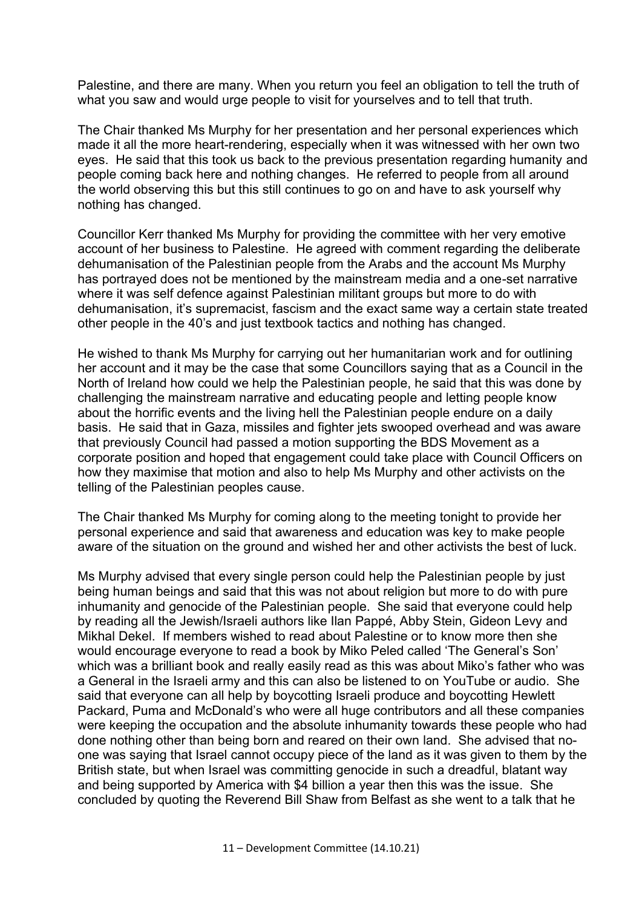Palestine, and there are many. When you return you feel an obligation to tell the truth of what you saw and would urge people to visit for yourselves and to tell that truth.

The Chair thanked Ms Murphy for her presentation and her personal experiences which made it all the more heart-rendering, especially when it was witnessed with her own two eyes. He said that this took us back to the previous presentation regarding humanity and people coming back here and nothing changes. He referred to people from all around the world observing this but this still continues to go on and have to ask yourself why nothing has changed.

Councillor Kerr thanked Ms Murphy for providing the committee with her very emotive account of her business to Palestine. He agreed with comment regarding the deliberate dehumanisation of the Palestinian people from the Arabs and the account Ms Murphy has portrayed does not be mentioned by the mainstream media and a one-set narrative where it was self defence against Palestinian militant groups but more to do with dehumanisation, it's supremacist, fascism and the exact same way a certain state treated other people in the 40's and just textbook tactics and nothing has changed.

He wished to thank Ms Murphy for carrying out her humanitarian work and for outlining her account and it may be the case that some Councillors saying that as a Council in the North of Ireland how could we help the Palestinian people, he said that this was done by challenging the mainstream narrative and educating people and letting people know about the horrific events and the living hell the Palestinian people endure on a daily basis. He said that in Gaza, missiles and fighter jets swooped overhead and was aware that previously Council had passed a motion supporting the BDS Movement as a corporate position and hoped that engagement could take place with Council Officers on how they maximise that motion and also to help Ms Murphy and other activists on the telling of the Palestinian peoples cause.

The Chair thanked Ms Murphy for coming along to the meeting tonight to provide her personal experience and said that awareness and education was key to make people aware of the situation on the ground and wished her and other activists the best of luck.

Ms Murphy advised that every single person could help the Palestinian people by just being human beings and said that this was not about religion but more to do with pure inhumanity and genocide of the Palestinian people. She said that everyone could help by reading all the Jewish/Israeli authors like Ilan Pappé, Abby Stein, Gideon Levy and Mikhal Dekel. If members wished to read about Palestine or to know more then she would encourage everyone to read a book by Miko Peled called 'The General's Son' which was a brilliant book and really easily read as this was about Miko's father who was a General in the Israeli army and this can also be listened to on YouTube or audio. She said that everyone can all help by boycotting Israeli produce and boycotting Hewlett Packard, Puma and McDonald's who were all huge contributors and all these companies were keeping the occupation and the absolute inhumanity towards these people who had done nothing other than being born and reared on their own land. She advised that no-one was saying that Israel cannot occupy piece of the land as it was given to them by the British state, but when Israel was committing genocide in such a dreadful, blatant way and being supported by America with $4 billion a year then this was the issue. She concluded by quoting the Reverend Bill Shaw from Belfast as she went to a talk that he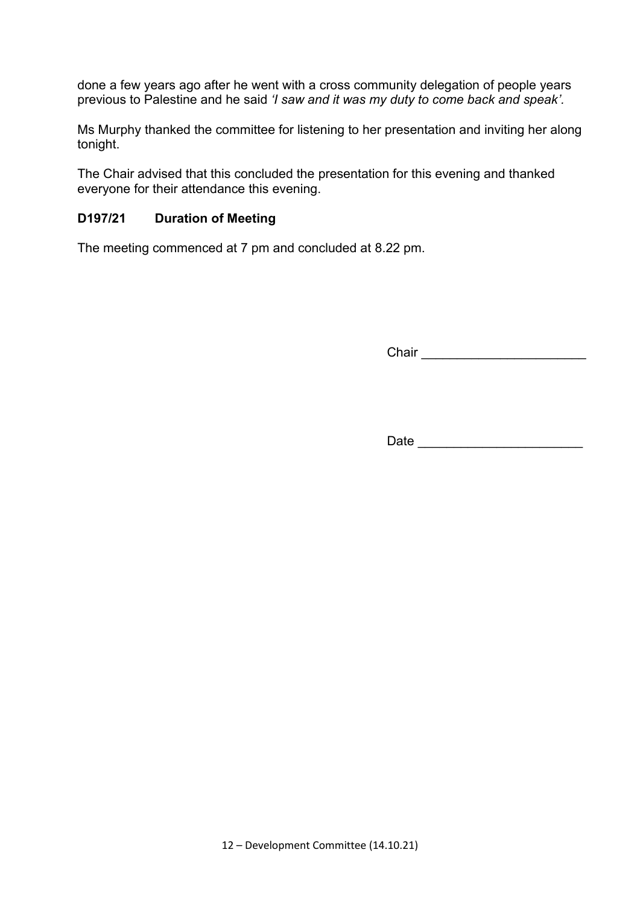done a few years ago after he went with a cross community delegation of people years previous to Palestine and he said *'I saw and it was my duty to come back and speak'.*

Ms Murphy thanked the committee for listening to her presentation and inviting her along tonight.

The Chair advised that this concluded the presentation for this evening and thanked everyone for their attendance this evening.

**D197/21 Duration of Meeting**

The meeting commenced at 7 pm and concluded at 8.22 pm.

Chair ______________________

Date ______________________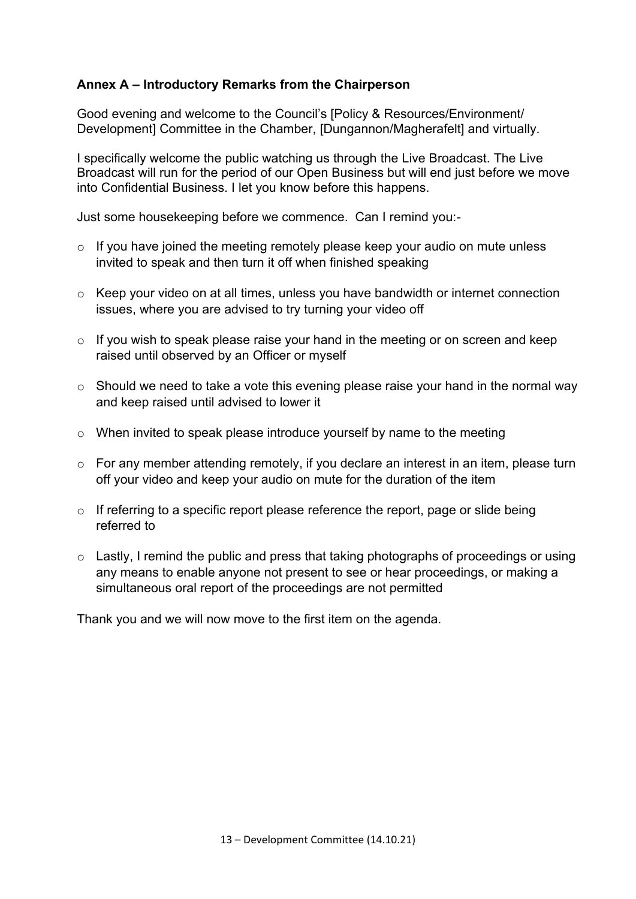**Annex A – Introductory Remarks from the Chairperson**

Good evening and welcome to the Council's [Policy & Resources/Environment/ Development] Committee in the Chamber, [Dungannon/Magherafelt] and virtually.

I specifically welcome the public watching us through the Live Broadcast. The Live Broadcast will run for the period of our Open Business but will end just before we move into Confidential Business. I let you know before this happens.

Just some housekeeping before we commence. Can I remind you:-

- If you have joined the meeting remotely please keep your audio on mute unless invited to speak and then turn it off when finished speaking
- Keep your video on at all times, unless you have bandwidth or internet connection issues, where you are advised to try turning your video off
- If you wish to speak please raise your hand in the meeting or on screen and keep raised until observed by an Officer or myself
- Should we need to take a vote this evening please raise your hand in the normal way and keep raised until advised to lower it
- When invited to speak please introduce yourself by name to the meeting
- For any member attending remotely, if you declare an interest in an item, please turn off your video and keep your audio on mute for the duration of the item
- If referring to a specific report please reference the report, page or slide being referred to
- Lastly, I remind the public and press that taking photographs of proceedings or using any means to enable anyone not present to see or hear proceedings, or making a simultaneous oral report of the proceedings are not permitted

Thank you and we will now move to the first item on the agenda.